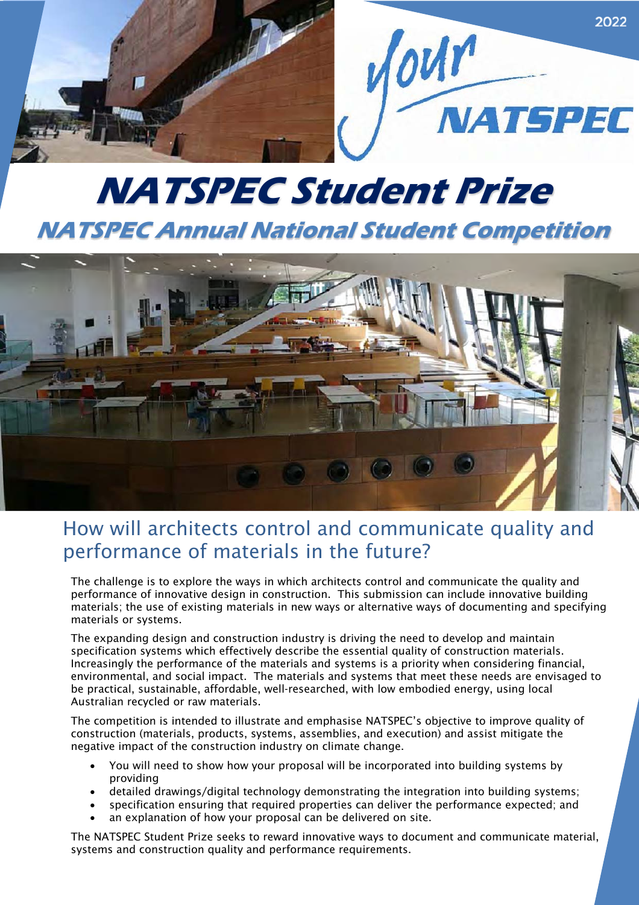2022

your NATSPEC

# NATSPEC Student Prize

## NATSPEC Annual National Student Competition

## How will architects control and communicate quality and performance of materials in the future?

The challenge is to explore the ways in which architects control and communicate the quality and performance of innovative design in construction. This submission can include innovative building materials; the use of existing materials in new ways or alternative ways of documenting and specifying materials or systems.

The expanding design and construction industry is driving the need to develop and maintain specification systems which effectively describe the essential quality of construction materials. Increasingly the performance of the materials and systems is a priority when considering financial, environmental, and social impact. The materials and systems that meet these needs are envisaged to be practical, sustainable, affordable, well-researched, with low embodied energy, using local Australian recycled or raw materials.

The competition is intended to illustrate and emphasise NATSPEC's objective to improve quality of construction (materials, products, systems, assemblies, and execution) and assist mitigate the negative impact of the construction industry on climate change.

- You will need to show how your proposal will be incorporated into building systems by providing
- detailed drawings/digital technology demonstrating the integration into building systems;
- specification ensuring that required properties can deliver the performance expected; and
- an explanation of how your proposal can be delivered on site.

The NATSPEC Student Prize seeks to reward innovative ways to document and communicate material, systems and construction quality and performance requirements.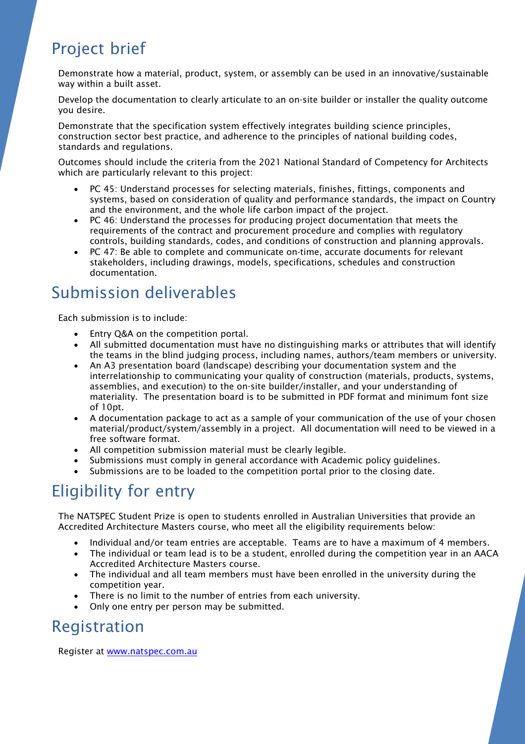## Project brief

Demonstrate how a material, product, system, or assembly can be used in an innovative/sustainable way within a built asset.

Develop the documentation to clearly articulate to an on-site builder or installer the quality outcome you desire.

Demonstrate that the specification system effectively integrates building science principles, construction sector best practice, and adherence to the principles of national building codes, standards and regulations.

Outcomes should include the criteria from the 2021 National Standard of Competency for Architects which are particularly relevant to this project:

- PC 45: Understand processes for selecting materials, finishes, fittings, components and systems, based on consideration of quality and performance standards, the impact on Country and the environment, and the whole life carbon impact of the project.
- PC 46: Understand the processes for producing project documentation that meets the requirements of the contract and procurement procedure and complies with regulatory controls, building standards, codes, and conditions of construction and planning approvals.
- PC 47: Be able to complete and communicate on-time, accurate documents for relevant stakeholders, including drawings, models, specifications, schedules and construction documentation.

## Submission deliverables

Each submission is to include:

- Entry Q&A on the competition portal.
- All submitted documentation must have no distinguishing marks or attributes that will identify the teams in the blind judging process, including names, authors/team members or university.
- An A3 presentation board (landscape) describing your documentation system and the interrelationship to communicating your quality of construction (materials, products, systems, assemblies, and execution) to the on-site builder/installer, and your understanding of materiality. The presentation board is to be submitted in PDF format and minimum font size of 10pt.
- A documentation package to act as a sample of your communication of the use of your chosen material/product/system/assembly in a project. All documentation will need to be viewed in a free software format.
- All competition submission material must be clearly legible.
- Submissions must comply in general accordance with Academic policy guidelines.
- Submissions are to be loaded to the competition portal prior to the closing date.

## Eligibility for entry

The NATSPEC Student Prize is open to students enrolled in Australian Universities that provide an Accredited Architecture Masters course, who meet all the eligibility requirements below:

- Individual and/or team entries are acceptable. Teams are to have a maximum of 4 members.
- The individual or team lead is to be a student, enrolled during the competition year in an AACA Accredited Architecture Masters course.
- The individual and all team members must have been enrolled in the university during the competition year.
- There is no limit to the number of entries from each university.
- Only one entry per person may be submitted.

## Registration

Register at [www.natspec.com.au](www.natspec.com.au)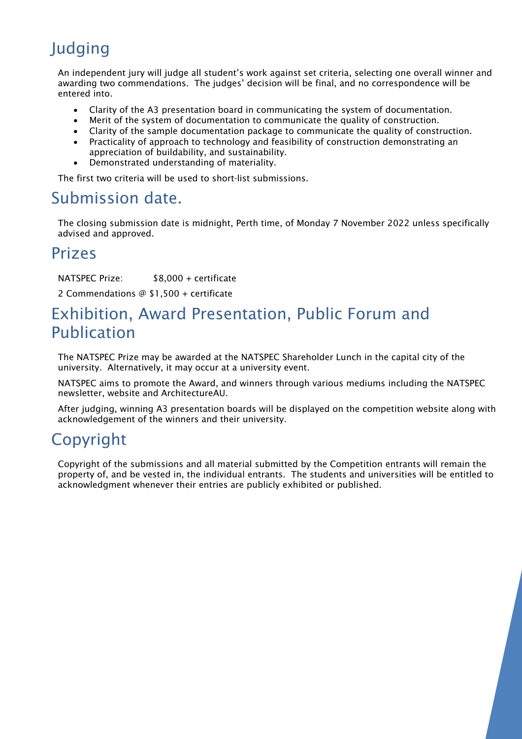## Judging

An independent jury will judge all student's work against set criteria, selecting one overall winner and awarding two commendations. The judges' decision will be final, and no correspondence will be entered into.

- Clarity of the A3 presentation board in communicating the system of documentation.
- Merit of the system of documentation to communicate the quality of construction.
- Clarity of the sample documentation package to communicate the quality of construction.
- Practicality of approach to technology and feasibility of construction demonstrating an appreciation of buildability, and sustainability.
- Demonstrated understanding of materiality.

The first two criteria will be used to short-list submissions.

## Submission date.

The closing submission date is midnight, Perth time, of Monday 7 November 2022 unless specifically advised and approved.

## Prizes

NATSPEC Prize: $8,000 + certificate

2 Commendations @ $1,500 + certificate

## Exhibition, Award Presentation, Public Forum and Publication

The NATSPEC Prize may be awarded at the NATSPEC Shareholder Lunch in the capital city of the university. Alternatively, it may occur at a university event.

NATSPEC aims to promote the Award, and winners through various mediums including the NATSPEC newsletter, website and ArchitectureAU.

After judging, winning A3 presentation boards will be displayed on the competition website along with acknowledgement of the winners and their university.

## Copyright

Copyright of the submissions and all material submitted by the Competition entrants will remain the property of, and be vested in, the individual entrants. The students and universities will be entitled to acknowledgment whenever their entries are publicly exhibited or published.